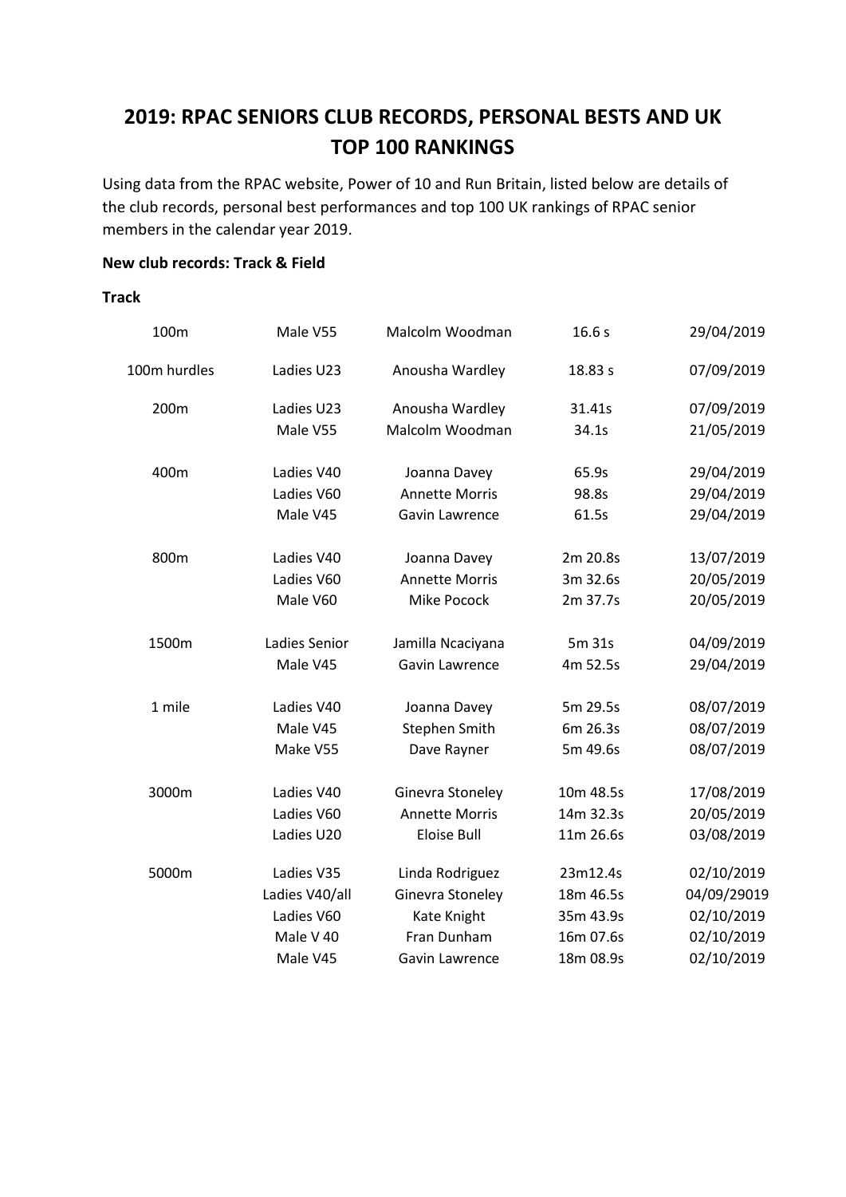# 2019: RPAC SENIORS CLUB RECORDS, PERSONAL BESTS AND UK TOP 100 RANKINGS

Using data from the RPAC website, Power of 10 and Run Britain, listed below are details of the club records, personal best performances and top 100 UK rankings of RPAC senior members in the calendar year 2019.

**New club records: Track & Field**

**Track**

| | | | | |
|---|---|---|---|---|
| 100m | Male V55 | Malcolm Woodman | 16.6 s | 29/04/2019 |
| 100m hurdles | Ladies U23 | Anousha Wardley | 18.83 s | 07/09/2019 |
| 200m | Ladies U23 | Anousha Wardley | 31.41s | 07/09/2019 |
| | Male V55 | Malcolm Woodman | 34.1s | 21/05/2019 |
| 400m | Ladies V40 | Joanna Davey | 65.9s | 29/04/2019 |
| | Ladies V60 | Annette Morris | 98.8s | 29/04/2019 |
| | Male V45 | Gavin Lawrence | 61.5s | 29/04/2019 |
| 800m | Ladies V40 | Joanna Davey | 2m 20.8s | 13/07/2019 |
| | Ladies V60 | Annette Morris | 3m 32.6s | 20/05/2019 |
| | Male V60 | Mike Pocock | 2m 37.7s | 20/05/2019 |
| 1500m | Ladies Senior | Jamilla Ncaciyana | 5m 31s | 04/09/2019 |
| | Male V45 | Gavin Lawrence | 4m 52.5s | 29/04/2019 |
| 1 mile | Ladies V40 | Joanna Davey | 5m 29.5s | 08/07/2019 |
| | Male V45 | Stephen Smith | 6m 26.3s | 08/07/2019 |
| | Make V55 | Dave Rayner | 5m 49.6s | 08/07/2019 |
| 3000m | Ladies V40 | Ginevra Stoneley | 10m 48.5s | 17/08/2019 |
| | Ladies V60 | Annette Morris | 14m 32.3s | 20/05/2019 |
| | Ladies U20 | Eloise Bull | 11m 26.6s | 03/08/2019 |
| 5000m | Ladies V35 | Linda Rodriguez | 23m12.4s | 02/10/2019 |
| | Ladies V40/all | Ginevra Stoneley | 18m 46.5s | 04/09/29019 |
| | Ladies V60 | Kate Knight | 35m 43.9s | 02/10/2019 |
| | Male V 40 | Fran Dunham | 16m 07.6s | 02/10/2019 |
| | Male V45 | Gavin Lawrence | 18m 08.9s | 02/10/2019 |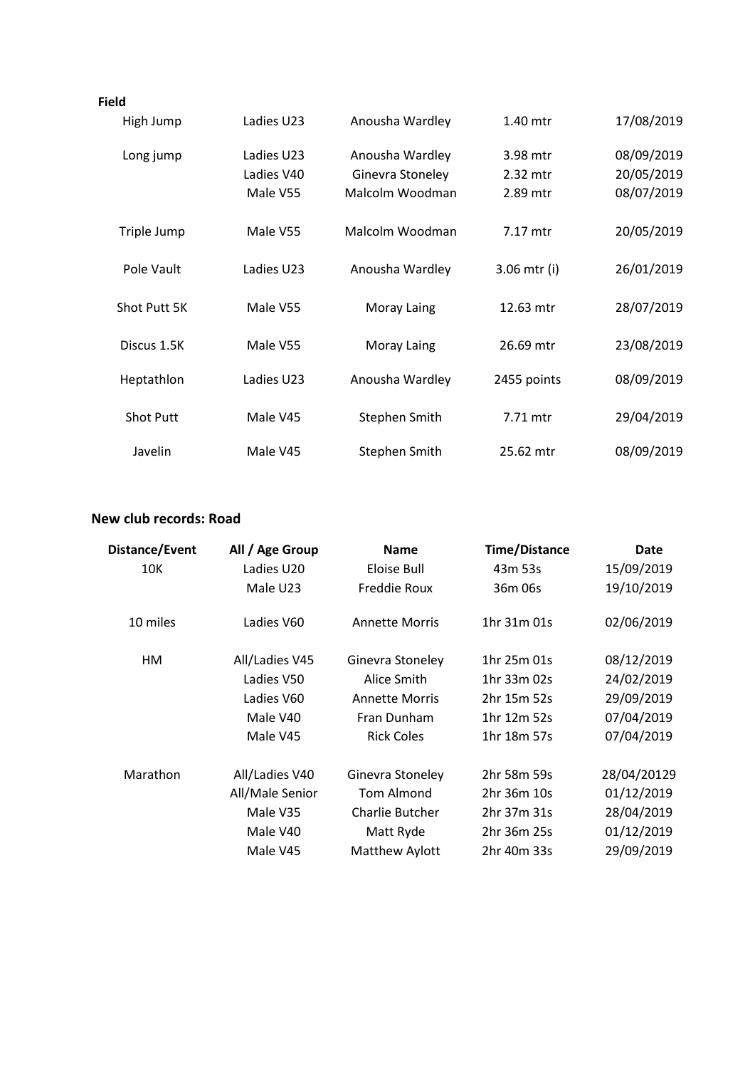**Field**

| | | | | |
|---|---|---|---|---|
| High Jump | Ladies U23 | Anousha Wardley | 1.40 mtr | 17/08/2019 |
| Long jump | Ladies U23 | Anousha Wardley | 3.98 mtr | 08/09/2019 |
| | Ladies V40 | Ginevra Stoneley | 2.32 mtr | 20/05/2019 |
| | Male V55 | Malcolm Woodman | 2.89 mtr | 08/07/2019 |
| Triple Jump | Male V55 | Malcolm Woodman | 7.17 mtr | 20/05/2019 |
| Pole Vault | Ladies U23 | Anousha Wardley | 3.06 mtr (i) | 26/01/2019 |
| Shot Putt 5K | Male V55 | Moray Laing | 12.63 mtr | 28/07/2019 |
| Discus 1.5K | Male V55 | Moray Laing | 26.69 mtr | 23/08/2019 |
| Heptathlon | Ladies U23 | Anousha Wardley | 2455 points | 08/09/2019 |
| Shot Putt | Male V45 | Stephen Smith | 7.71 mtr | 29/04/2019 |
| Javelin | Male V45 | Stephen Smith | 25.62 mtr | 08/09/2019 |

## New club records: Road

| Distance/Event | All / Age Group | Name | Time/Distance | Date |
|---|---|---|---|---|
| 10K | Ladies U20 | Eloise Bull | 43m 53s | 15/09/2019 |
| | Male U23 | Freddie Roux | 36m 06s | 19/10/2019 |
| 10 miles | Ladies V60 | Annette Morris | 1hr 31m 01s | 02/06/2019 |
| HM | All/Ladies V45 | Ginevra Stoneley | 1hr 25m 01s | 08/12/2019 |
| | Ladies V50 | Alice Smith | 1hr 33m 02s | 24/02/2019 |
| | Ladies V60 | Annette Morris | 2hr 15m 52s | 29/09/2019 |
| | Male V40 | Fran Dunham | 1hr 12m 52s | 07/04/2019 |
| | Male V45 | Rick Coles | 1hr 18m 57s | 07/04/2019 |
| Marathon | All/Ladies V40 | Ginevra Stoneley | 2hr 58m 59s | 28/04/20129 |
| | All/Male Senior | Tom Almond | 2hr 36m 10s | 01/12/2019 |
| | Male V35 | Charlie Butcher | 2hr 37m 31s | 28/04/2019 |
| | Male V40 | Matt Ryde | 2hr 36m 25s | 01/12/2019 |
| | Male V45 | Matthew Aylott | 2hr 40m 33s | 29/09/2019 |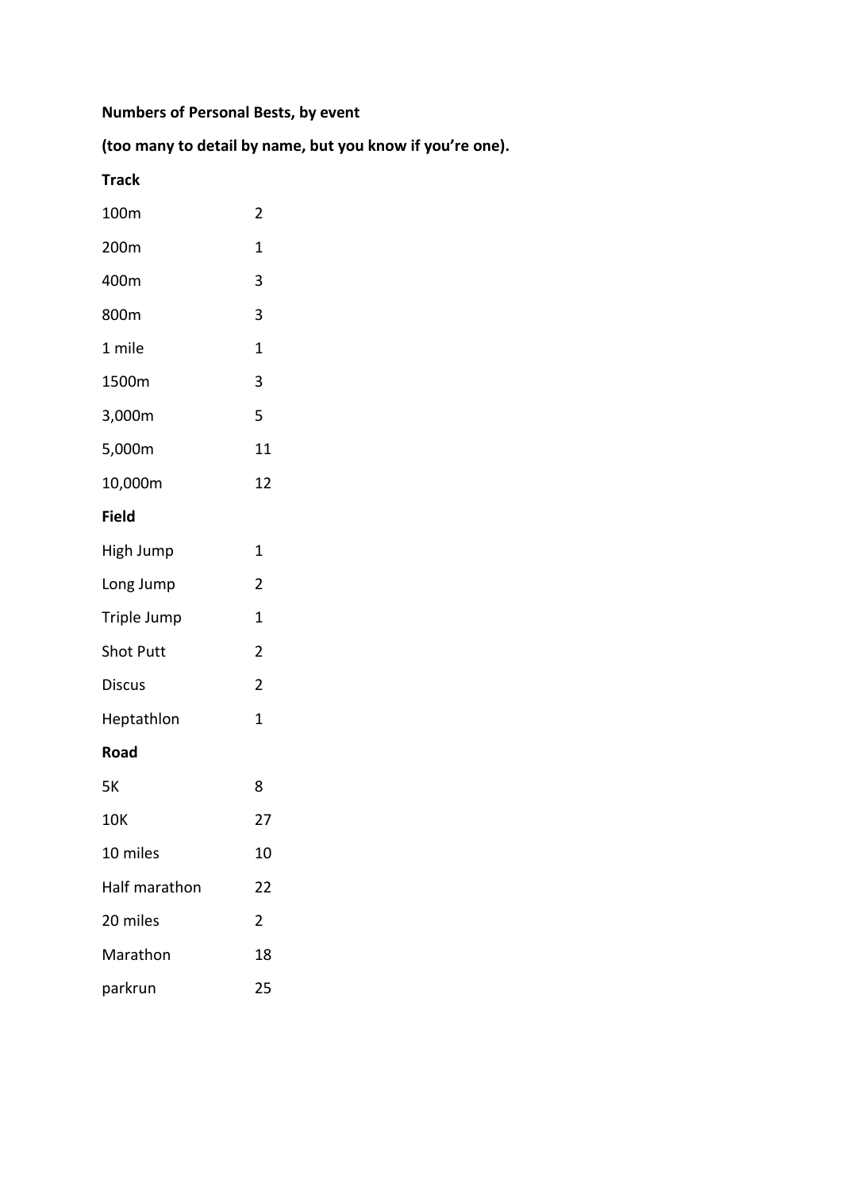**Numbers of Personal Bests, by event**

**(too many to detail by name, but you know if you're one).**

**Track**

| | |
|---|---|
| 100m | 2 |
| 200m | 1 |
| 400m | 3 |
| 800m | 3 |
| 1 mile | 1 |
| 1500m | 3 |
| 3,000m | 5 |
| 5,000m | 11 |
| 10,000m | 12 |

**Field**

| | |
|---|---|
| High Jump | 1 |
| Long Jump | 2 |
| Triple Jump | 1 |
| Shot Putt | 2 |
| Discus | 2 |
| Heptathlon | 1 |

**Road**

| | |
|---|---|
| 5K | 8 |
| 10K | 27 |
| 10 miles | 10 |
| Half marathon | 22 |
| 20 miles | 2 |
| Marathon | 18 |
| parkrun | 25 |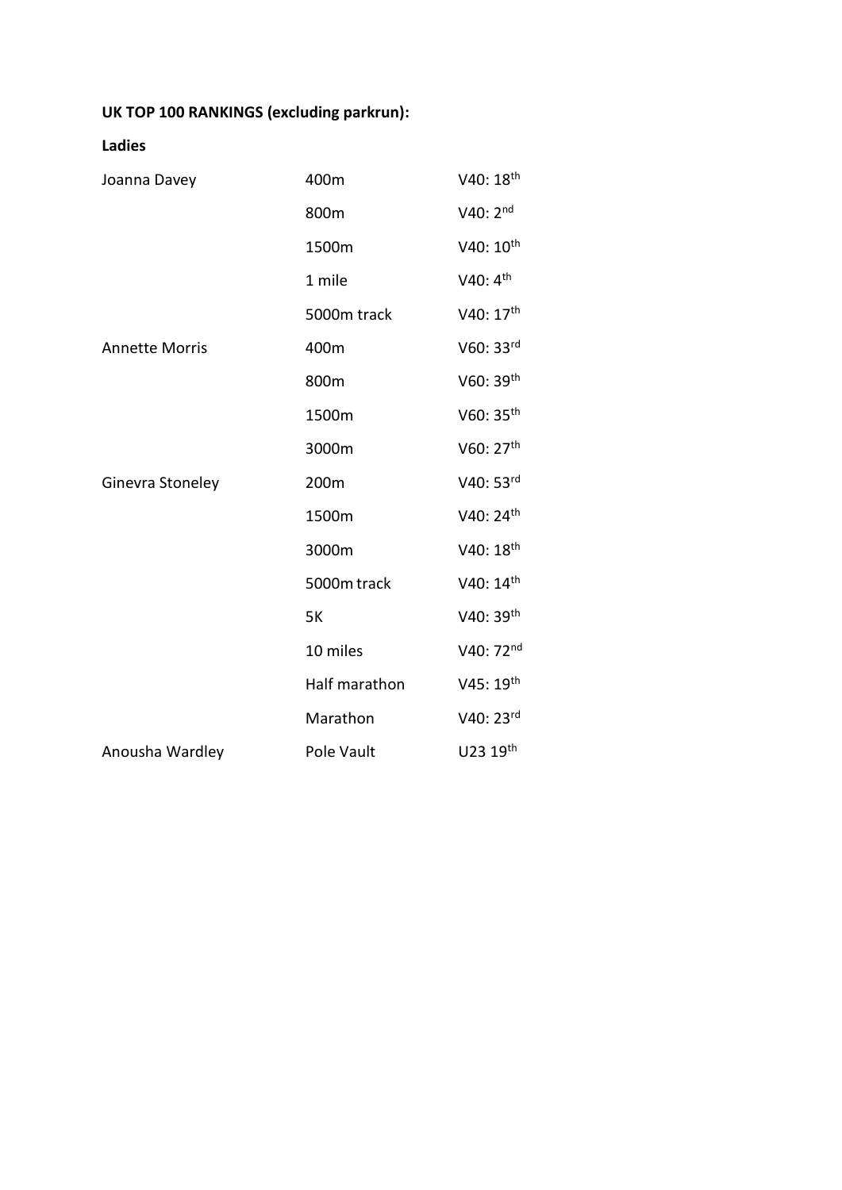**UK TOP 100 RANKINGS (excluding parkrun):**

**Ladies**

| | | |
|---|---|---|
| Joanna Davey | 400m | V40: 18th |
| | 800m | V40: 2nd |
| | 1500m | V40: 10th |
| | 1 mile | V40: 4th |
| | 5000m track | V40: 17th |
| Annette Morris | 400m | V60: 33rd |
| | 800m | V60: 39th |
| | 1500m | V60: 35th |
| | 3000m | V60: 27th |
| Ginevra Stoneley | 200m | V40: 53rd |
| | 1500m | V40: 24th |
| | 3000m | V40: 18th |
| | 5000m track | V40: 14th |
| | 5K | V40: 39th |
| | 10 miles | V40: 72nd |
| | Half marathon | V45: 19th |
| | Marathon | V40: 23rd |
| Anousha Wardley | Pole Vault | U23 19th |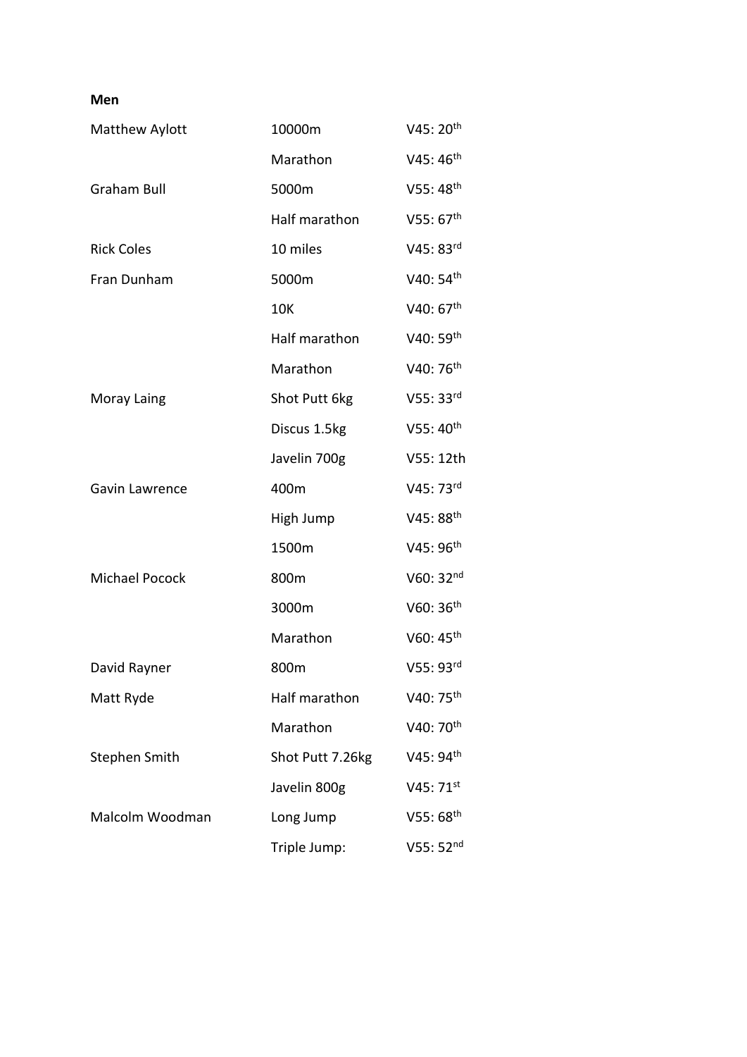**Men**

| | | |
|---|---|---|
| Matthew Aylott | 10000m | V45: 20th |
| | Marathon | V45: 46th |
| Graham Bull | 5000m | V55: 48th |
| | Half marathon | V55: 67th |
| Rick Coles | 10 miles | V45: 83rd |
| Fran Dunham | 5000m | V40: 54th |
| | 10K | V40: 67th |
| | Half marathon | V40: 59th |
| | Marathon | V40: 76th |
| Moray Laing | Shot Putt 6kg | V55: 33rd |
| | Discus 1.5kg | V55: 40th |
| | Javelin 700g | V55: 12th |
| Gavin Lawrence | 400m | V45: 73rd |
| | High Jump | V45: 88th |
| | 1500m | V45: 96th |
| Michael Pocock | 800m | V60: 32nd |
| | 3000m | V60: 36th |
| | Marathon | V60: 45th |
| David Rayner | 800m | V55: 93rd |
| Matt Ryde | Half marathon | V40: 75th |
| | Marathon | V40: 70th |
| Stephen Smith | Shot Putt 7.26kg | V45: 94th |
| | Javelin 800g | V45: 71st |
| Malcolm Woodman | Long Jump | V55: 68th |
| | Triple Jump: | V55: 52nd |